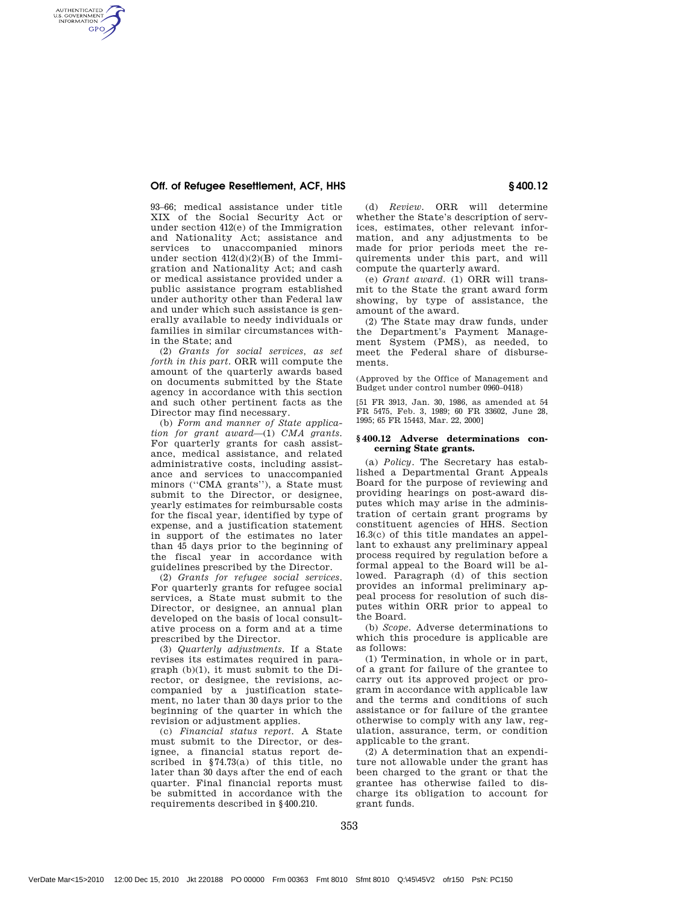93–66; medical assistance under title XIX of the Social Security Act or under section 412(e) of the Immigration and Nationality Act; assistance and services to unaccompanied minors under section 412(d)(2)(B) of the Immigration and Nationality Act; and cash or medical assistance provided under a public assistance program established under authority other than Federal law and under which such assistance is generally available to needy individuals or families in similar circumstances within the State; and

(2) *Grants for social services, as set forth in this part.* ORR will compute the amount of the quarterly awards based on documents submitted by the State agency in accordance with this section and such other pertinent facts as the Director may find necessary.

(b) *Form and manner of State application for grant award*—(1) *CMA grants.* For quarterly grants for cash assistance, medical assistance, and related administrative costs, including assistance and services to unaccompanied minors (''CMA grants''), a State must submit to the Director, or designee, yearly estimates for reimbursable costs for the fiscal year, identified by type of expense, and a justification statement in support of the estimates no later than 45 days prior to the beginning of the fiscal year in accordance with guidelines prescribed by the Director.

(2) *Grants for refugee social services.* For quarterly grants for refugee social services, a State must submit to the Director, or designee, an annual plan developed on the basis of local consultative process on a form and at a time prescribed by the Director.

(3) *Quarterly adjustments.* If a State revises its estimates required in paragraph (b)(1), it must submit to the Director, or designee, the revisions, accompanied by a justification statement, no later than 30 days prior to the beginning of the quarter in which the revision or adjustment applies.

(c) *Financial status report.* A State must submit to the Director, or designee, a financial status report described in §74.73(a) of this title, no later than 30 days after the end of each quarter. Final financial reports must be submitted in accordance with the requirements described in §400.210.

(d) *Review.* ORR will determine whether the State's description of services, estimates, other relevant information, and any adjustments to be made for prior periods meet the requirements under this part, and will compute the quarterly award.

(e) *Grant award.* (1) ORR will transmit to the State the grant award form showing, by type of assistance, the amount of the award.

(2) The State may draw funds, under the Department's Payment Management System (PMS), as needed, to meet the Federal share of disbursements.

(Approved by the Office of Management and Budget under control number 0960–0418)

[51 FR 3913, Jan. 30, 1986, as amended at 54 FR 5475, Feb. 3, 1989; 60 FR 33602, June 28, 1995; 65 FR 15443, Mar. 22, 2000]

## §400.12 Adverse determinations concerning State grants.

(a) *Policy.* The Secretary has established a Departmental Grant Appeals Board for the purpose of reviewing and providing hearings on post-award disputes which may arise in the administration of certain grant programs by constituent agencies of HHS. Section 16.3(c) of this title mandates an appellant to exhaust any preliminary appeal process required by regulation before a formal appeal to the Board will be allowed. Paragraph (d) of this section provides an informal preliminary appeal process for resolution of such disputes within ORR prior to appeal to the Board.

(b) *Scope.* Adverse determinations to which this procedure is applicable are as follows:

(1) Termination, in whole or in part, of a grant for failure of the grantee to carry out its approved project or program in accordance with applicable law and the terms and conditions of such assistance or for failure of the grantee otherwise to comply with any law, regulation, assurance, term, or condition applicable to the grant.

(2) A determination that an expenditure not allowable under the grant has been charged to the grant or that the grantee has otherwise failed to discharge its obligation to account for grant funds.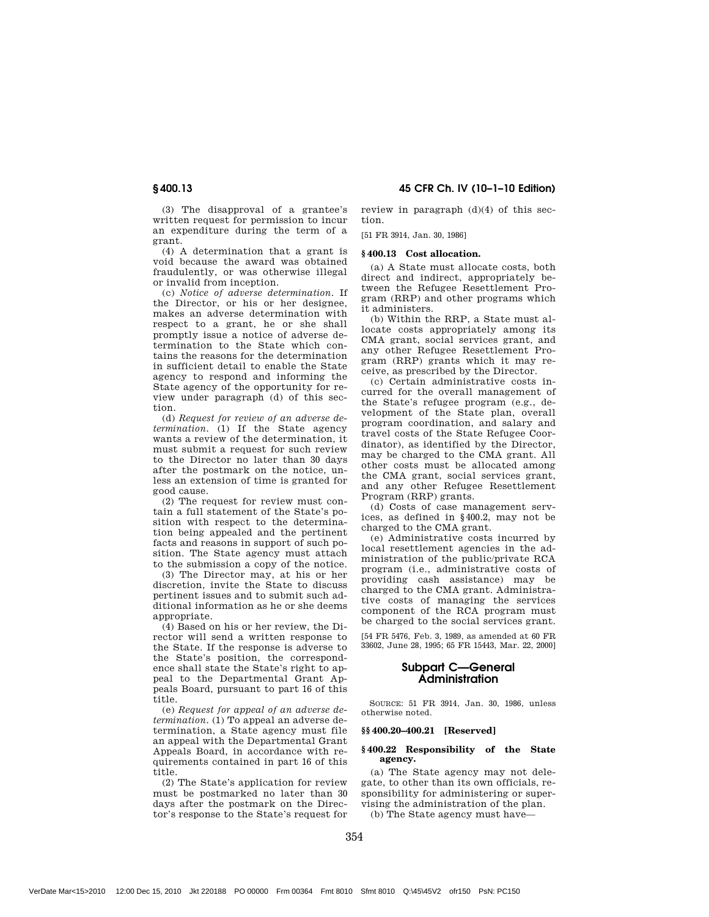(3) The disapproval of a grantee's written request for permission to incur an expenditure during the term of a grant.

(4) A determination that a grant is void because the award was obtained fraudulently, or was otherwise illegal or invalid from inception.

(c) *Notice of adverse determination.* If the Director, or his or her designee, makes an adverse determination with respect to a grant, he or she shall promptly issue a notice of adverse determination to the State which contains the reasons for the determination in sufficient detail to enable the State agency to respond and informing the State agency of the opportunity for review under paragraph (d) of this section.

(d) *Request for review of an adverse determination.* (1) If the State agency wants a review of the determination, it must submit a request for such review to the Director no later than 30 days after the postmark on the notice, unless an extension of time is granted for good cause.

(2) The request for review must contain a full statement of the State's position with respect to the determination being appealed and the pertinent facts and reasons in support of such position. The State agency must attach to the submission a copy of the notice.

(3) The Director may, at his or her discretion, invite the State to discuss pertinent issues and to submit such additional information as he or she deems appropriate.

(4) Based on his or her review, the Director will send a written response to the State. If the response is adverse to the State's position, the correspondence shall state the State's right to appeal to the Departmental Grant Appeals Board, pursuant to part 16 of this title.

(e) *Request for appeal of an adverse determination.* (1) To appeal an adverse determination, a State agency must file an appeal with the Departmental Grant Appeals Board, in accordance with requirements contained in part 16 of this title.

(2) The State's application for review must be postmarked no later than 30 days after the postmark on the Director's response to the State's request for review in paragraph (d)(4) of this section.

[51 FR 3914, Jan. 30, 1986]

### § 400.13 Cost allocation.

(a) A State must allocate costs, both direct and indirect, appropriately between the Refugee Resettlement Program (RRP) and other programs which it administers.

(b) Within the RRP, a State must allocate costs appropriately among its CMA grant, social services grant, and any other Refugee Resettlement Program (RRP) grants which it may receive, as prescribed by the Director.

(c) Certain administrative costs incurred for the overall management of the State's refugee program (e.g., development of the State plan, overall program coordination, and salary and travel costs of the State Refugee Coordinator), as identified by the Director, may be charged to the CMA grant. All other costs must be allocated among the CMA grant, social services grant, and any other Refugee Resettlement Program (RRP) grants.

(d) Costs of case management services, as defined in § 400.2, may not be charged to the CMA grant.

(e) Administrative costs incurred by local resettlement agencies in the administration of the public/private RCA program (i.e., administrative costs of providing cash assistance) may be charged to the CMA grant. Administrative costs of managing the services component of the RCA program must be charged to the social services grant.

[54 FR 5476, Feb. 3, 1989, as amended at 60 FR 33602, June 28, 1995; 65 FR 15443, Mar. 22, 2000]

## Subpart C—General Administration

SOURCE: 51 FR 3914, Jan. 30, 1986, unless otherwise noted.

### §§ 400.20–400.21 [Reserved]

### § 400.22 Responsibility of the State agency.

(a) The State agency may not delegate, to other than its own officials, responsibility for administering or supervising the administration of the plan.

(b) The State agency must have—